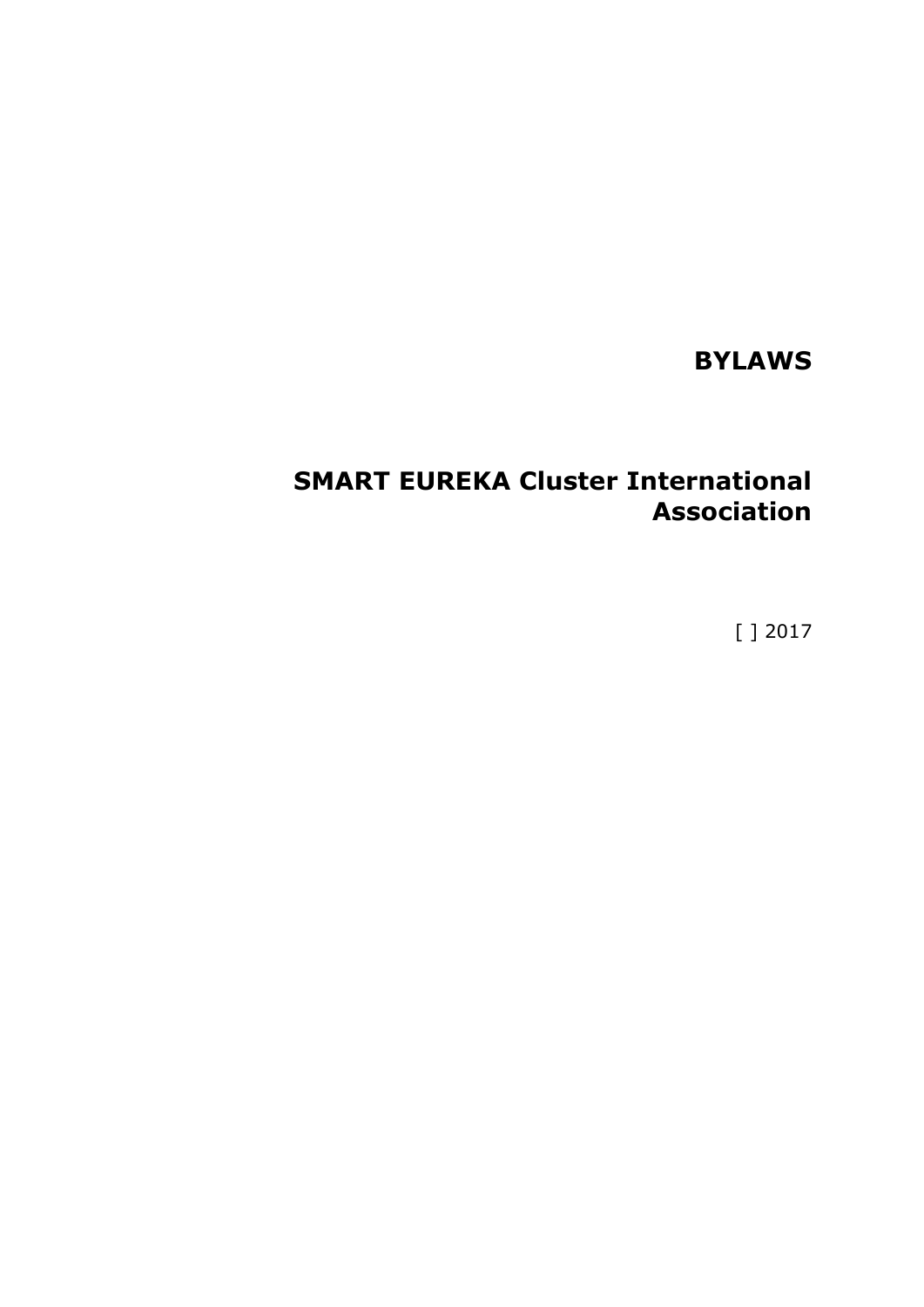# BYLAWS

# SMART EUREKA Cluster International Association

[ ] 2017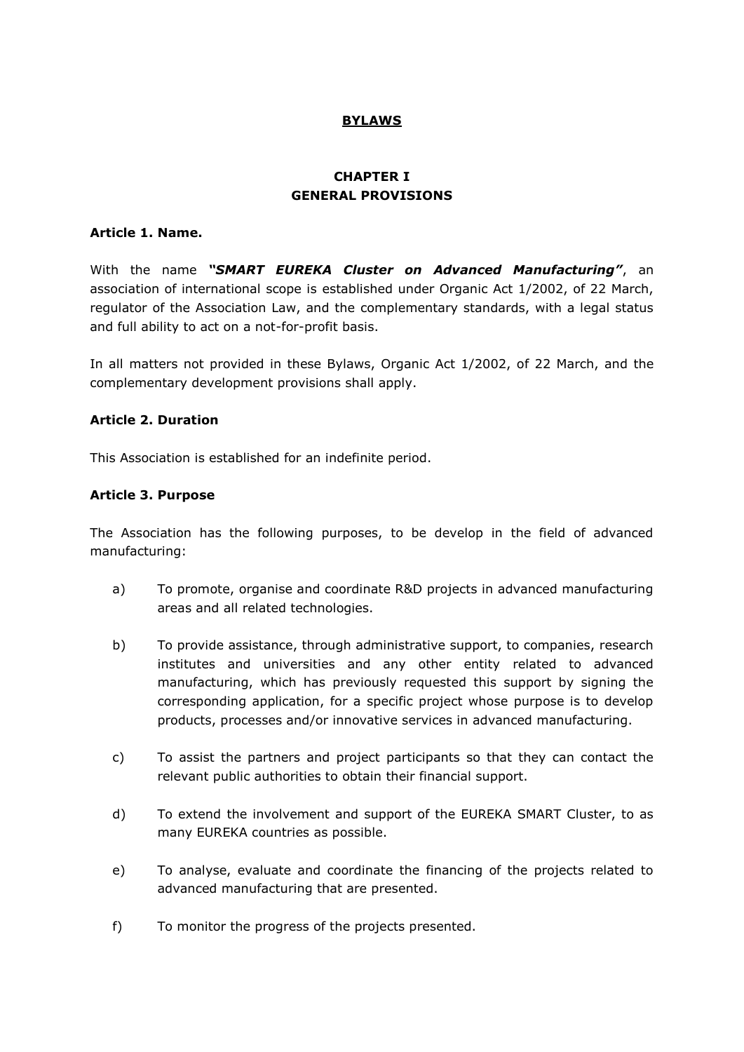# BYLAWS

## CHAPTER I
## GENERAL PROVISIONS

**Article 1. Name.**

With the name ***"SMART EUREKA Cluster on Advanced Manufacturing"***, an association of international scope is established under Organic Act 1/2002, of 22 March, regulator of the Association Law, and the complementary standards, with a legal status and full ability to act on a not-for-profit basis.

In all matters not provided in these Bylaws, Organic Act 1/2002, of 22 March, and the complementary development provisions shall apply.

**Article 2. Duration**

This Association is established for an indefinite period.

**Article 3. Purpose**

The Association has the following purposes, to be develop in the field of advanced manufacturing:

a) To promote, organise and coordinate R&D projects in advanced manufacturing areas and all related technologies.

b) To provide assistance, through administrative support, to companies, research institutes and universities and any other entity related to advanced manufacturing, which has previously requested this support by signing the corresponding application, for a specific project whose purpose is to develop products, processes and/or innovative services in advanced manufacturing.

c) To assist the partners and project participants so that they can contact the relevant public authorities to obtain their financial support.

d) To extend the involvement and support of the EUREKA SMART Cluster, to as many EUREKA countries as possible.

e) To analyse, evaluate and coordinate the financing of the projects related to advanced manufacturing that are presented.

f) To monitor the progress of the projects presented.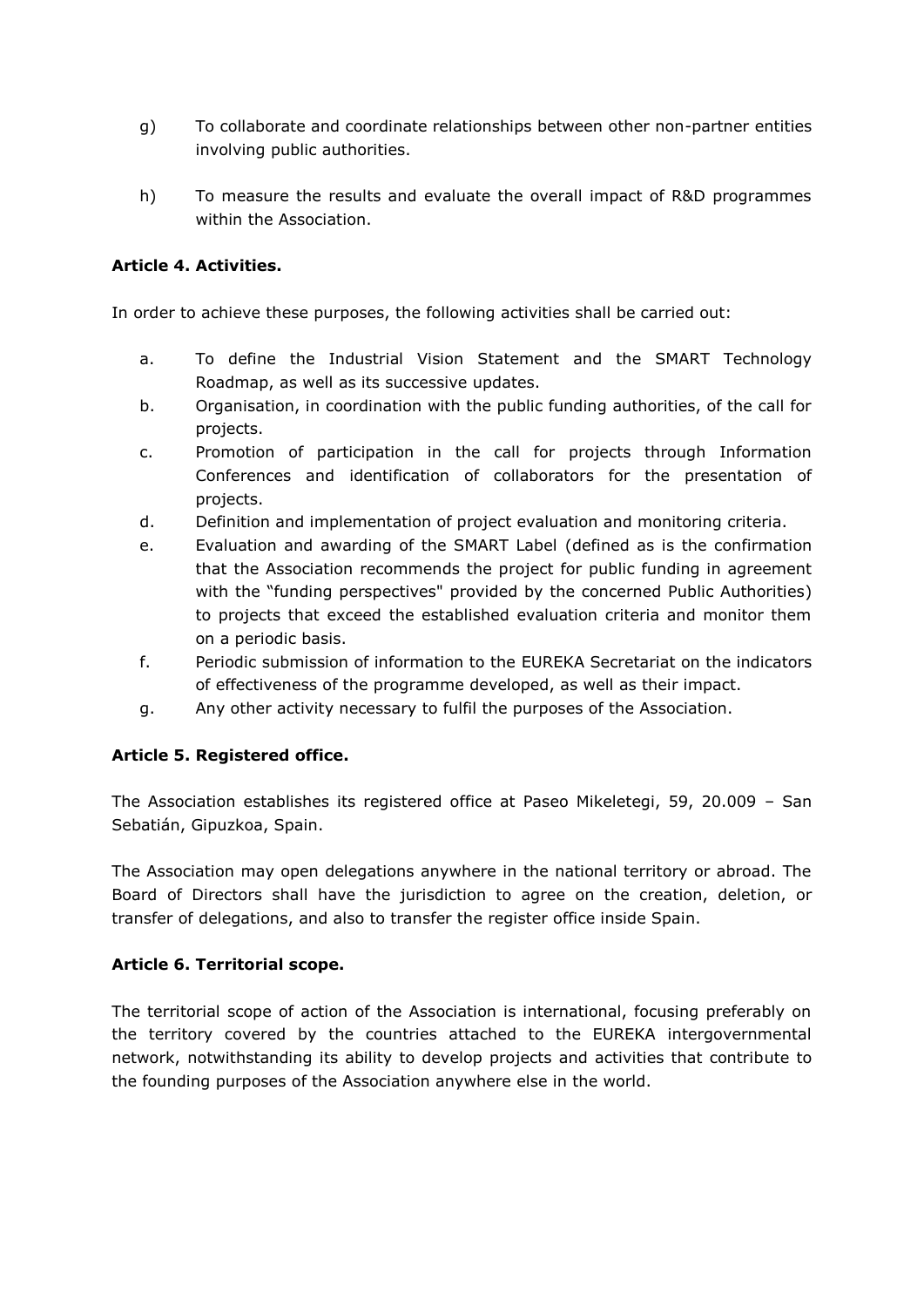g) To collaborate and coordinate relationships between other non-partner entities involving public authorities.

h) To measure the results and evaluate the overall impact of R&D programmes within the Association.

**Article 4. Activities.**

In order to achieve these purposes, the following activities shall be carried out:

a. To define the Industrial Vision Statement and the SMART Technology Roadmap, as well as its successive updates.
b. Organisation, in coordination with the public funding authorities, of the call for projects.
c. Promotion of participation in the call for projects through Information Conferences and identification of collaborators for the presentation of projects.
d. Definition and implementation of project evaluation and monitoring criteria.
e. Evaluation and awarding of the SMART Label (defined as is the confirmation that the Association recommends the project for public funding in agreement with the "funding perspectives" provided by the concerned Public Authorities) to projects that exceed the established evaluation criteria and monitor them on a periodic basis.
f. Periodic submission of information to the EUREKA Secretariat on the indicators of effectiveness of the programme developed, as well as their impact.
g. Any other activity necessary to fulfil the purposes of the Association.

**Article 5. Registered office.**

The Association establishes its registered office at Paseo Mikeletegi, 59, 20.009 – San Sebatián, Gipuzkoa, Spain.

The Association may open delegations anywhere in the national territory or abroad. The Board of Directors shall have the jurisdiction to agree on the creation, deletion, or transfer of delegations, and also to transfer the register office inside Spain.

**Article 6. Territorial scope.**

The territorial scope of action of the Association is international, focusing preferably on the territory covered by the countries attached to the EUREKA intergovernmental network, notwithstanding its ability to develop projects and activities that contribute to the founding purposes of the Association anywhere else in the world.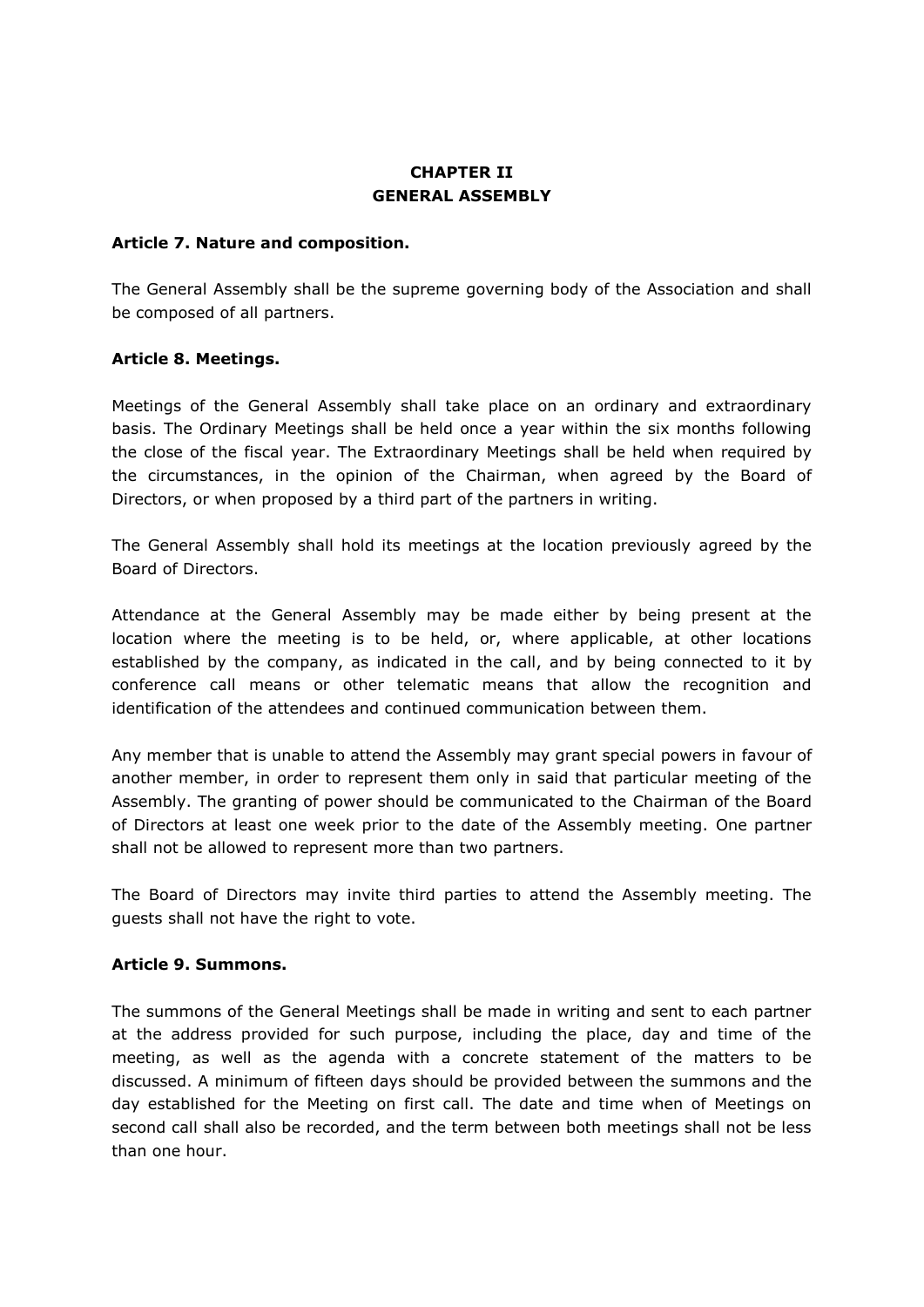# CHAPTER II
# GENERAL ASSEMBLY

**Article 7. Nature and composition.**

The General Assembly shall be the supreme governing body of the Association and shall be composed of all partners.

**Article 8. Meetings.**

Meetings of the General Assembly shall take place on an ordinary and extraordinary basis. The Ordinary Meetings shall be held once a year within the six months following the close of the fiscal year. The Extraordinary Meetings shall be held when required by the circumstances, in the opinion of the Chairman, when agreed by the Board of Directors, or when proposed by a third part of the partners in writing.

The General Assembly shall hold its meetings at the location previously agreed by the Board of Directors.

Attendance at the General Assembly may be made either by being present at the location where the meeting is to be held, or, where applicable, at other locations established by the company, as indicated in the call, and by being connected to it by conference call means or other telematic means that allow the recognition and identification of the attendees and continued communication between them.

Any member that is unable to attend the Assembly may grant special powers in favour of another member, in order to represent them only in said that particular meeting of the Assembly. The granting of power should be communicated to the Chairman of the Board of Directors at least one week prior to the date of the Assembly meeting. One partner shall not be allowed to represent more than two partners.

The Board of Directors may invite third parties to attend the Assembly meeting. The guests shall not have the right to vote.

**Article 9. Summons.**

The summons of the General Meetings shall be made in writing and sent to each partner at the address provided for such purpose, including the place, day and time of the meeting, as well as the agenda with a concrete statement of the matters to be discussed. A minimum of fifteen days should be provided between the summons and the day established for the Meeting on first call. The date and time when of Meetings on second call shall also be recorded, and the term between both meetings shall not be less than one hour.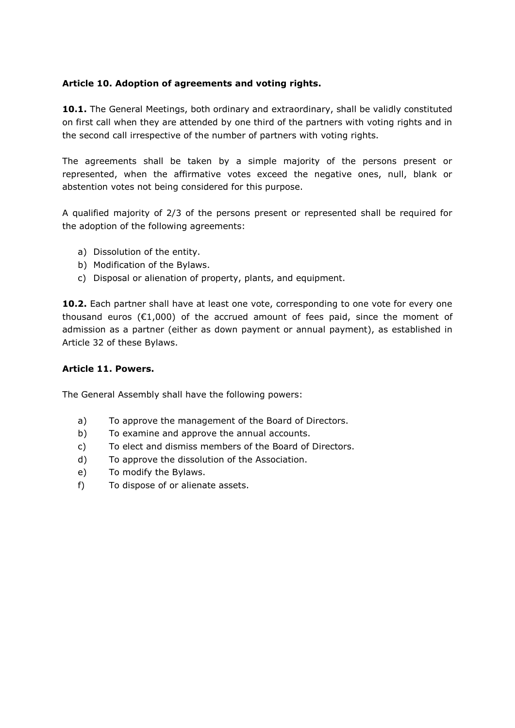**Article 10. Adoption of agreements and voting rights.**

**10.1.** The General Meetings, both ordinary and extraordinary, shall be validly constituted on first call when they are attended by one third of the partners with voting rights and in the second call irrespective of the number of partners with voting rights.

The agreements shall be taken by a simple majority of the persons present or represented, when the affirmative votes exceed the negative ones, null, blank or abstention votes not being considered for this purpose.

A qualified majority of 2/3 of the persons present or represented shall be required for the adoption of the following agreements:

a) Dissolution of the entity.
b) Modification of the Bylaws.
c) Disposal or alienation of property, plants, and equipment.

**10.2.** Each partner shall have at least one vote, corresponding to one vote for every one thousand euros (€1,000) of the accrued amount of fees paid, since the moment of admission as a partner (either as down payment or annual payment), as established in Article 32 of these Bylaws.

**Article 11. Powers.**

The General Assembly shall have the following powers:

a) To approve the management of the Board of Directors.
b) To examine and approve the annual accounts.
c) To elect and dismiss members of the Board of Directors.
d) To approve the dissolution of the Association.
e) To modify the Bylaws.
f) To dispose of or alienate assets.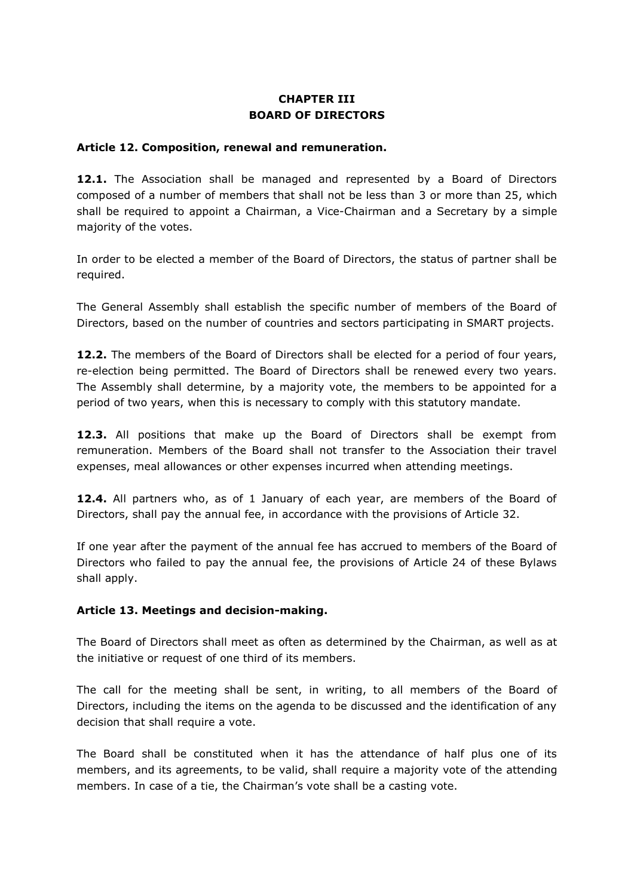## CHAPTER III
## BOARD OF DIRECTORS

**Article 12. Composition, renewal and remuneration.**

**12.1.** The Association shall be managed and represented by a Board of Directors composed of a number of members that shall not be less than 3 or more than 25, which shall be required to appoint a Chairman, a Vice-Chairman and a Secretary by a simple majority of the votes.

In order to be elected a member of the Board of Directors, the status of partner shall be required.

The General Assembly shall establish the specific number of members of the Board of Directors, based on the number of countries and sectors participating in SMART projects.

**12.2.** The members of the Board of Directors shall be elected for a period of four years, re-election being permitted. The Board of Directors shall be renewed every two years. The Assembly shall determine, by a majority vote, the members to be appointed for a period of two years, when this is necessary to comply with this statutory mandate.

**12.3.** All positions that make up the Board of Directors shall be exempt from remuneration. Members of the Board shall not transfer to the Association their travel expenses, meal allowances or other expenses incurred when attending meetings.

**12.4.** All partners who, as of 1 January of each year, are members of the Board of Directors, shall pay the annual fee, in accordance with the provisions of Article 32.

If one year after the payment of the annual fee has accrued to members of the Board of Directors who failed to pay the annual fee, the provisions of Article 24 of these Bylaws shall apply.

**Article 13. Meetings and decision-making.**

The Board of Directors shall meet as often as determined by the Chairman, as well as at the initiative or request of one third of its members.

The call for the meeting shall be sent, in writing, to all members of the Board of Directors, including the items on the agenda to be discussed and the identification of any decision that shall require a vote.

The Board shall be constituted when it has the attendance of half plus one of its members, and its agreements, to be valid, shall require a majority vote of the attending members. In case of a tie, the Chairman's vote shall be a casting vote.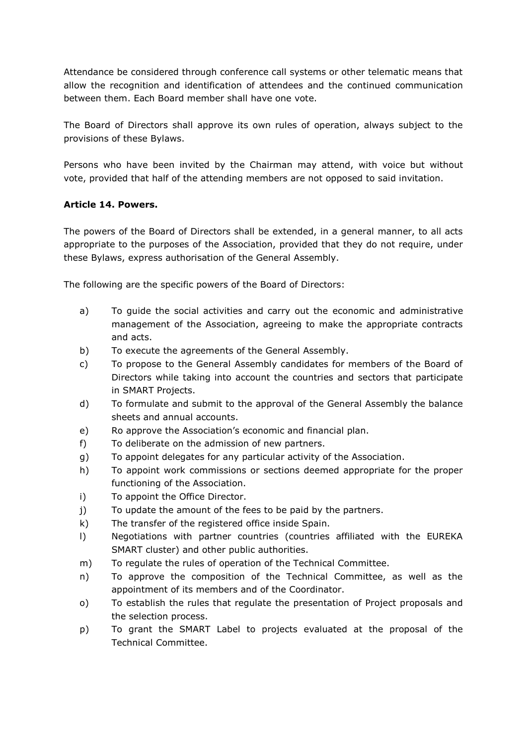Attendance be considered through conference call systems or other telematic means that allow the recognition and identification of attendees and the continued communication between them. Each Board member shall have one vote.

The Board of Directors shall approve its own rules of operation, always subject to the provisions of these Bylaws.

Persons who have been invited by the Chairman may attend, with voice but without vote, provided that half of the attending members are not opposed to said invitation.

**Article 14. Powers.**

The powers of the Board of Directors shall be extended, in a general manner, to all acts appropriate to the purposes of the Association, provided that they do not require, under these Bylaws, express authorisation of the General Assembly.

The following are the specific powers of the Board of Directors:

a) To guide the social activities and carry out the economic and administrative management of the Association, agreeing to make the appropriate contracts and acts.
b) To execute the agreements of the General Assembly.
c) To propose to the General Assembly candidates for members of the Board of Directors while taking into account the countries and sectors that participate in SMART Projects.
d) To formulate and submit to the approval of the General Assembly the balance sheets and annual accounts.
e) Ro approve the Association's economic and financial plan.
f) To deliberate on the admission of new partners.
g) To appoint delegates for any particular activity of the Association.
h) To appoint work commissions or sections deemed appropriate for the proper functioning of the Association.
i) To appoint the Office Director.
j) To update the amount of the fees to be paid by the partners.
k) The transfer of the registered office inside Spain.
l) Negotiations with partner countries (countries affiliated with the EUREKA SMART cluster) and other public authorities.
m) To regulate the rules of operation of the Technical Committee.
n) To approve the composition of the Technical Committee, as well as the appointment of its members and of the Coordinator.
o) To establish the rules that regulate the presentation of Project proposals and the selection process.
p) To grant the SMART Label to projects evaluated at the proposal of the Technical Committee.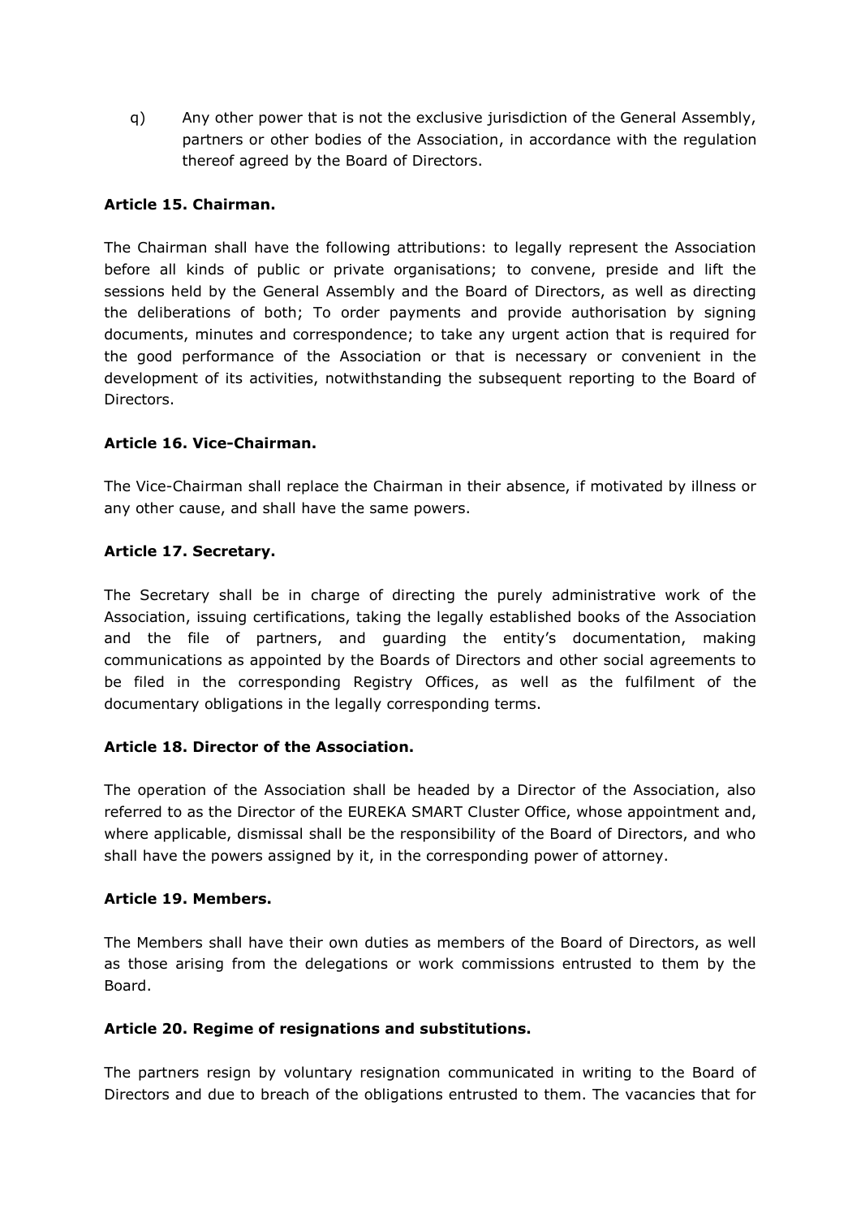q) Any other power that is not the exclusive jurisdiction of the General Assembly, partners or other bodies of the Association, in accordance with the regulation thereof agreed by the Board of Directors.

**Article 15. Chairman.**

The Chairman shall have the following attributions: to legally represent the Association before all kinds of public or private organisations; to convene, preside and lift the sessions held by the General Assembly and the Board of Directors, as well as directing the deliberations of both; To order payments and provide authorisation by signing documents, minutes and correspondence; to take any urgent action that is required for the good performance of the Association or that is necessary or convenient in the development of its activities, notwithstanding the subsequent reporting to the Board of Directors.

**Article 16. Vice-Chairman.**

The Vice-Chairman shall replace the Chairman in their absence, if motivated by illness or any other cause, and shall have the same powers.

**Article 17. Secretary.**

The Secretary shall be in charge of directing the purely administrative work of the Association, issuing certifications, taking the legally established books of the Association and the file of partners, and guarding the entity's documentation, making communications as appointed by the Boards of Directors and other social agreements to be filed in the corresponding Registry Offices, as well as the fulfilment of the documentary obligations in the legally corresponding terms.

**Article 18. Director of the Association.**

The operation of the Association shall be headed by a Director of the Association, also referred to as the Director of the EUREKA SMART Cluster Office, whose appointment and, where applicable, dismissal shall be the responsibility of the Board of Directors, and who shall have the powers assigned by it, in the corresponding power of attorney.

**Article 19. Members.**

The Members shall have their own duties as members of the Board of Directors, as well as those arising from the delegations or work commissions entrusted to them by the Board.

**Article 20. Regime of resignations and substitutions.**

The partners resign by voluntary resignation communicated in writing to the Board of Directors and due to breach of the obligations entrusted to them. The vacancies that for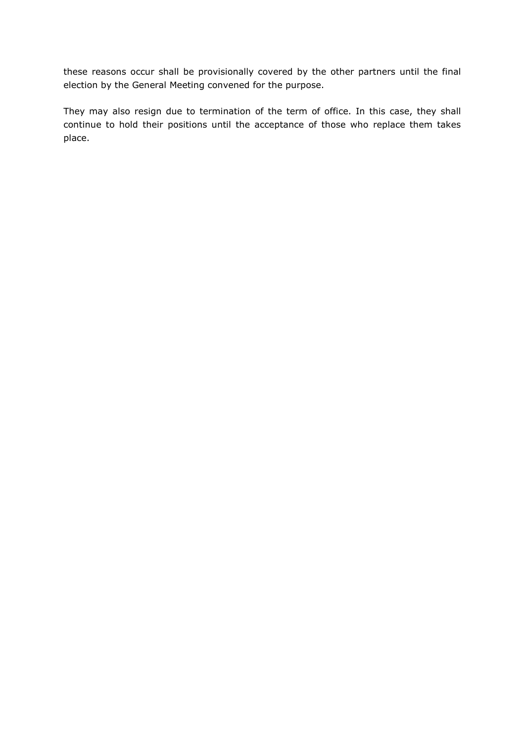these reasons occur shall be provisionally covered by the other partners until the final election by the General Meeting convened for the purpose.

They may also resign due to termination of the term of office. In this case, they shall continue to hold their positions until the acceptance of those who replace them takes place.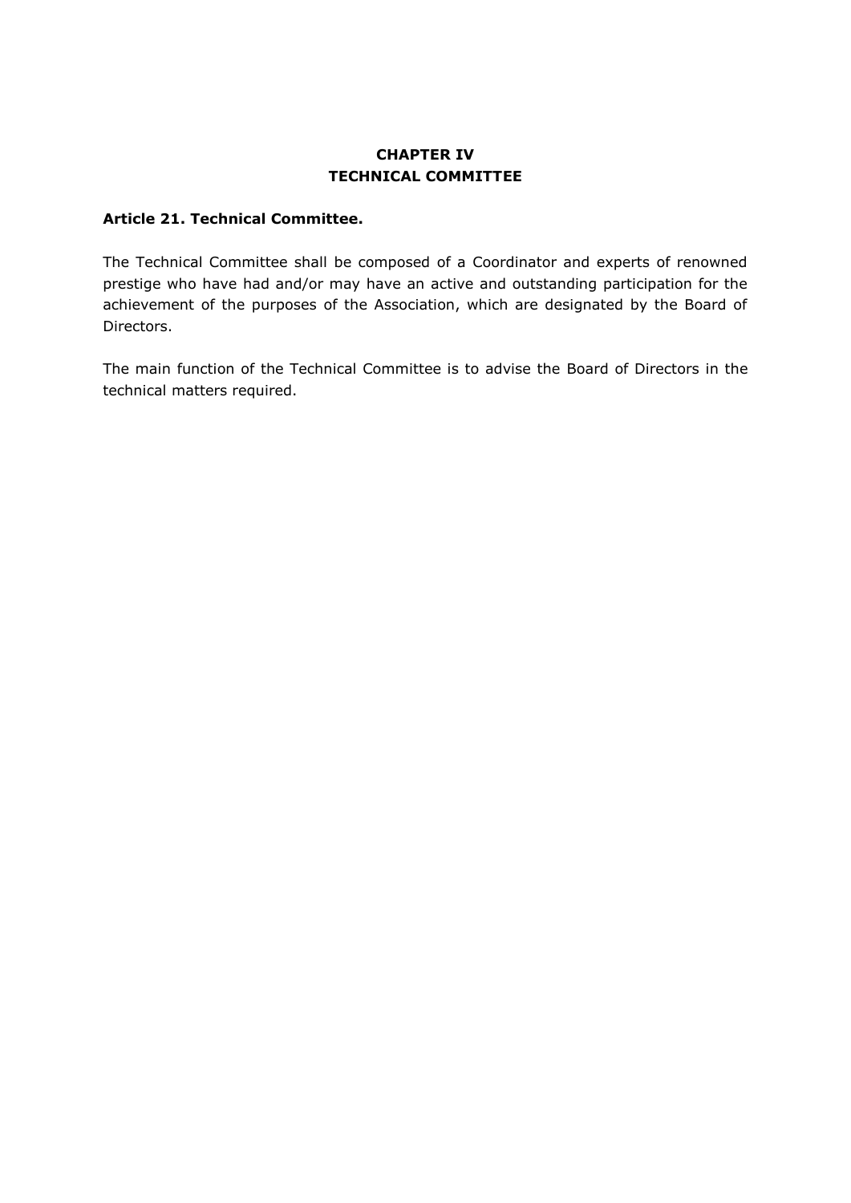## CHAPTER IV
## TECHNICAL COMMITTEE

### Article 21. Technical Committee.

The Technical Committee shall be composed of a Coordinator and experts of renowned prestige who have had and/or may have an active and outstanding participation for the achievement of the purposes of the Association, which are designated by the Board of Directors.

The main function of the Technical Committee is to advise the Board of Directors in the technical matters required.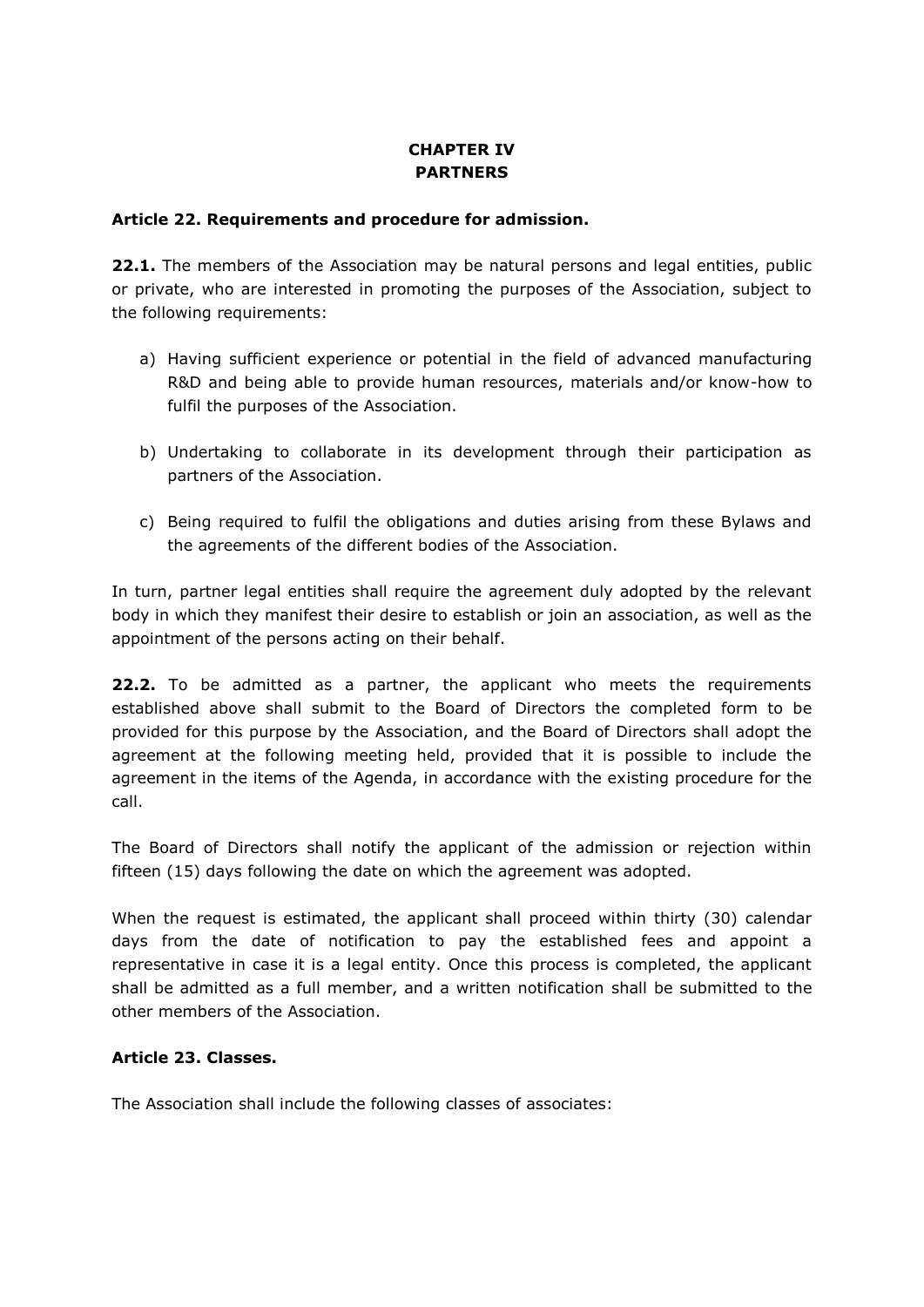## CHAPTER IV
## PARTNERS

### Article 22. Requirements and procedure for admission.

**22.1.** The members of the Association may be natural persons and legal entities, public or private, who are interested in promoting the purposes of the Association, subject to the following requirements:

a) Having sufficient experience or potential in the field of advanced manufacturing R&D and being able to provide human resources, materials and/or know-how to fulfil the purposes of the Association.

b) Undertaking to collaborate in its development through their participation as partners of the Association.

c) Being required to fulfil the obligations and duties arising from these Bylaws and the agreements of the different bodies of the Association.

In turn, partner legal entities shall require the agreement duly adopted by the relevant body in which they manifest their desire to establish or join an association, as well as the appointment of the persons acting on their behalf.

**22.2.** To be admitted as a partner, the applicant who meets the requirements established above shall submit to the Board of Directors the completed form to be provided for this purpose by the Association, and the Board of Directors shall adopt the agreement at the following meeting held, provided that it is possible to include the agreement in the items of the Agenda, in accordance with the existing procedure for the call.

The Board of Directors shall notify the applicant of the admission or rejection within fifteen (15) days following the date on which the agreement was adopted.

When the request is estimated, the applicant shall proceed within thirty (30) calendar days from the date of notification to pay the established fees and appoint a representative in case it is a legal entity. Once this process is completed, the applicant shall be admitted as a full member, and a written notification shall be submitted to the other members of the Association.

### Article 23. Classes.

The Association shall include the following classes of associates: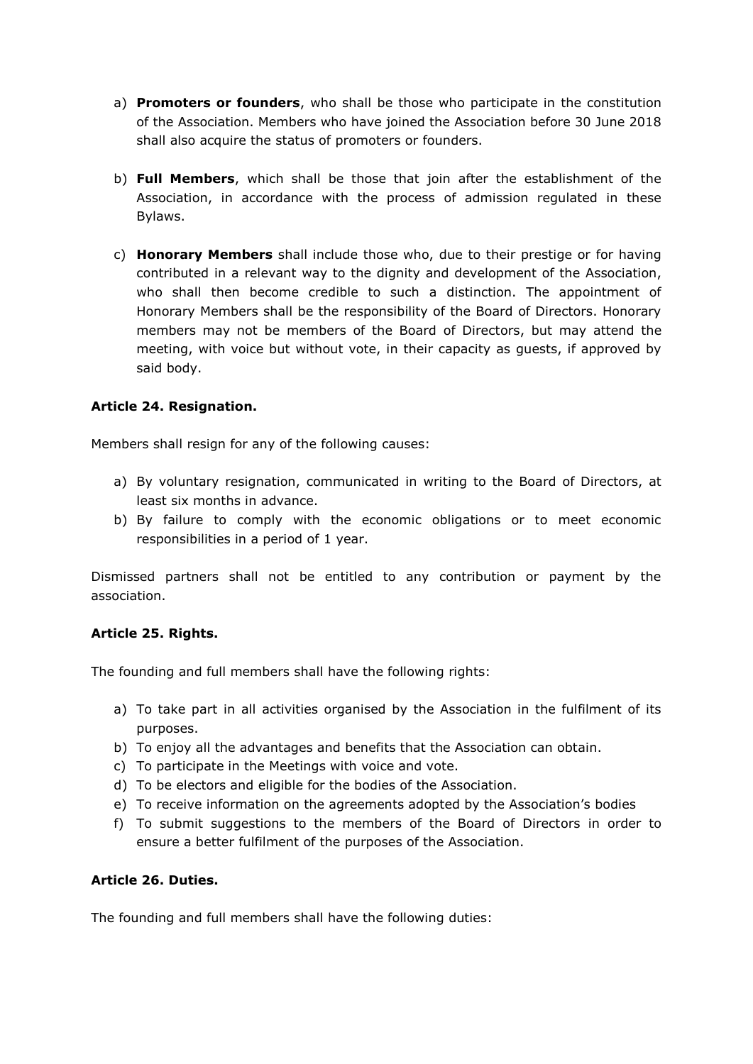a) **Promoters or founders**, who shall be those who participate in the constitution of the Association. Members who have joined the Association before 30 June 2018 shall also acquire the status of promoters or founders.

b) **Full Members**, which shall be those that join after the establishment of the Association, in accordance with the process of admission regulated in these Bylaws.

c) **Honorary Members** shall include those who, due to their prestige or for having contributed in a relevant way to the dignity and development of the Association, who shall then become credible to such a distinction. The appointment of Honorary Members shall be the responsibility of the Board of Directors. Honorary members may not be members of the Board of Directors, but may attend the meeting, with voice but without vote, in their capacity as guests, if approved by said body.

**Article 24. Resignation.**

Members shall resign for any of the following causes:

a) By voluntary resignation, communicated in writing to the Board of Directors, at least six months in advance.
b) By failure to comply with the economic obligations or to meet economic responsibilities in a period of 1 year.

Dismissed partners shall not be entitled to any contribution or payment by the association.

**Article 25. Rights.**

The founding and full members shall have the following rights:

a) To take part in all activities organised by the Association in the fulfilment of its purposes.
b) To enjoy all the advantages and benefits that the Association can obtain.
c) To participate in the Meetings with voice and vote.
d) To be electors and eligible for the bodies of the Association.
e) To receive information on the agreements adopted by the Association's bodies
f) To submit suggestions to the members of the Board of Directors in order to ensure a better fulfilment of the purposes of the Association.

**Article 26. Duties.**

The founding and full members shall have the following duties: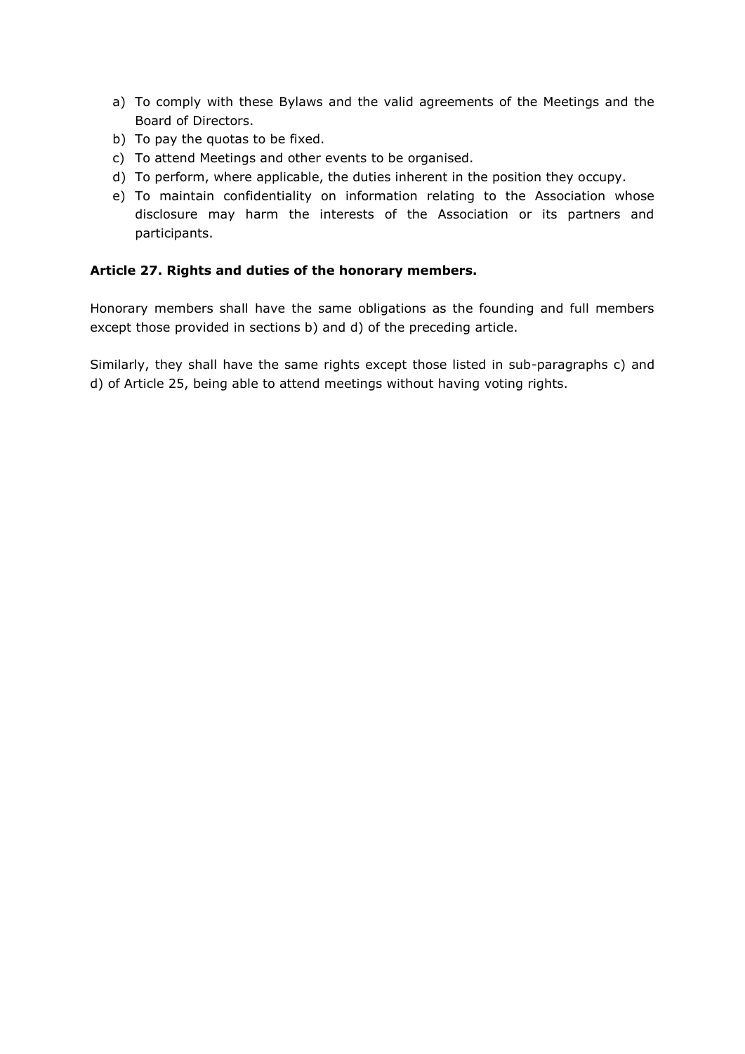a) To comply with these Bylaws and the valid agreements of the Meetings and the Board of Directors.
b) To pay the quotas to be fixed.
c) To attend Meetings and other events to be organised.
d) To perform, where applicable, the duties inherent in the position they occupy.
e) To maintain confidentiality on information relating to the Association whose disclosure may harm the interests of the Association or its partners and participants.

**Article 27. Rights and duties of the honorary members.**

Honorary members shall have the same obligations as the founding and full members except those provided in sections b) and d) of the preceding article.

Similarly, they shall have the same rights except those listed in sub-paragraphs c) and d) of Article 25, being able to attend meetings without having voting rights.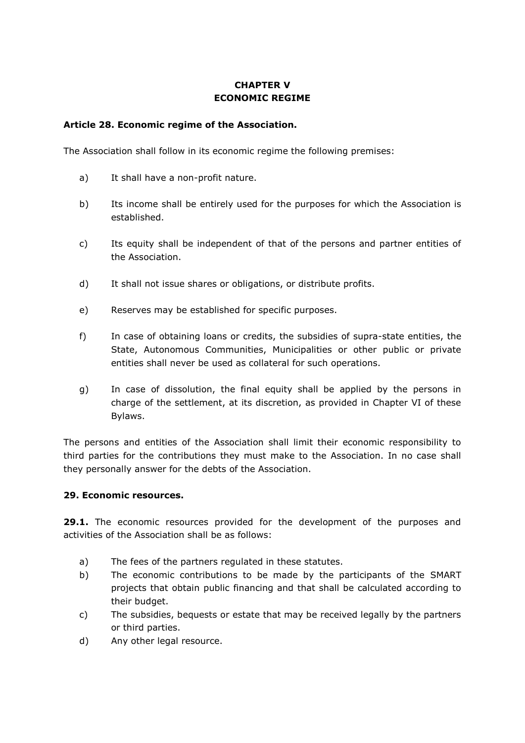## CHAPTER V
## ECONOMIC REGIME

**Article 28. Economic regime of the Association.**

The Association shall follow in its economic regime the following premises:

a) It shall have a non-profit nature.

b) Its income shall be entirely used for the purposes for which the Association is established.

c) Its equity shall be independent of that of the persons and partner entities of the Association.

d) It shall not issue shares or obligations, or distribute profits.

e) Reserves may be established for specific purposes.

f) In case of obtaining loans or credits, the subsidies of supra-state entities, the State, Autonomous Communities, Municipalities or other public or private entities shall never be used as collateral for such operations.

g) In case of dissolution, the final equity shall be applied by the persons in charge of the settlement, at its discretion, as provided in Chapter VI of these Bylaws.

The persons and entities of the Association shall limit their economic responsibility to third parties for the contributions they must make to the Association. In no case shall they personally answer for the debts of the Association.

**29. Economic resources.**

**29.1.** The economic resources provided for the development of the purposes and activities of the Association shall be as follows:

a) The fees of the partners regulated in these statutes.
b) The economic contributions to be made by the participants of the SMART projects that obtain public financing and that shall be calculated according to their budget.
c) The subsidies, bequests or estate that may be received legally by the partners or third parties.
d) Any other legal resource.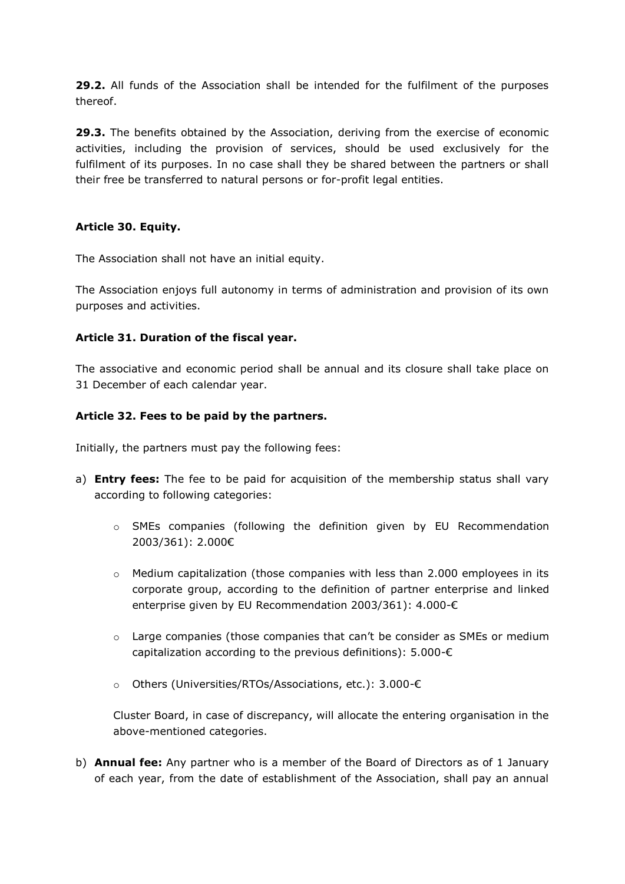**29.2.** All funds of the Association shall be intended for the fulfilment of the purposes thereof.

**29.3.** The benefits obtained by the Association, deriving from the exercise of economic activities, including the provision of services, should be used exclusively for the fulfilment of its purposes. In no case shall they be shared between the partners or shall their free be transferred to natural persons or for-profit legal entities.

**Article 30. Equity.**

The Association shall not have an initial equity.

The Association enjoys full autonomy in terms of administration and provision of its own purposes and activities.

**Article 31. Duration of the fiscal year.**

The associative and economic period shall be annual and its closure shall take place on 31 December of each calendar year.

**Article 32. Fees to be paid by the partners.**

Initially, the partners must pay the following fees:

a) **Entry fees:** The fee to be paid for acquisition of the membership status shall vary according to following categories:

   - SMEs companies (following the definition given by EU Recommendation 2003/361): 2.000€

   - Medium capitalization (those companies with less than 2.000 employees in its corporate group, according to the definition of partner enterprise and linked enterprise given by EU Recommendation 2003/361): 4.000-€

   - Large companies (those companies that can't be consider as SMEs or medium capitalization according to the previous definitions): 5.000-€

   - Others (Universities/RTOs/Associations, etc.): 3.000-€

   Cluster Board, in case of discrepancy, will allocate the entering organisation in the above-mentioned categories.

b) **Annual fee:** Any partner who is a member of the Board of Directors as of 1 January of each year, from the date of establishment of the Association, shall pay an annual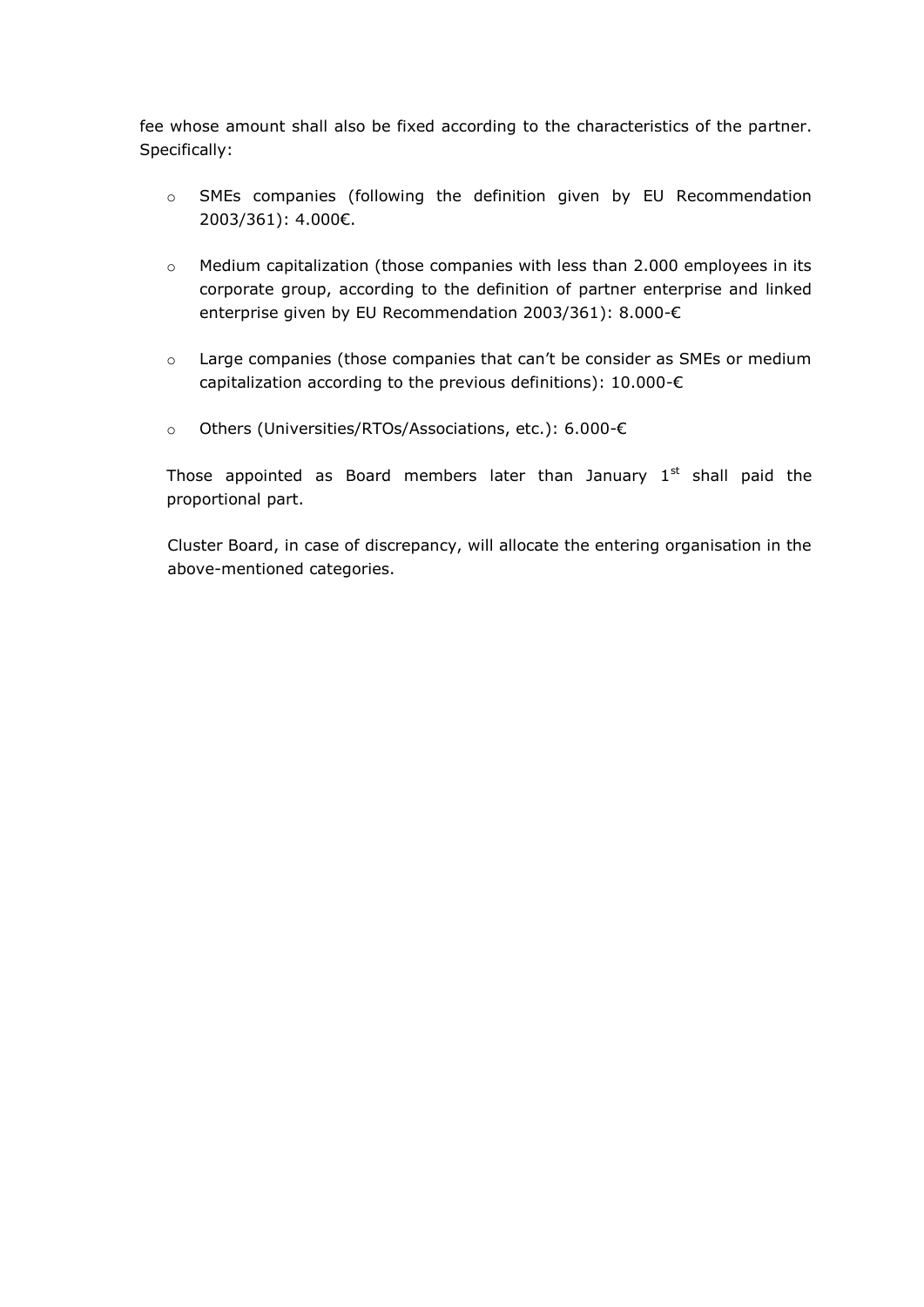fee whose amount shall also be fixed according to the characteristics of the partner. Specifically:

- SMEs companies (following the definition given by EU Recommendation 2003/361): 4.000€.
- Medium capitalization (those companies with less than 2.000 employees in its corporate group, according to the definition of partner enterprise and linked enterprise given by EU Recommendation 2003/361): 8.000-€
- Large companies (those companies that can't be consider as SMEs or medium capitalization according to the previous definitions): 10.000-€
- Others (Universities/RTOs/Associations, etc.): 6.000-€

Those appointed as Board members later than January 1st shall paid the proportional part.

Cluster Board, in case of discrepancy, will allocate the entering organisation in the above-mentioned categories.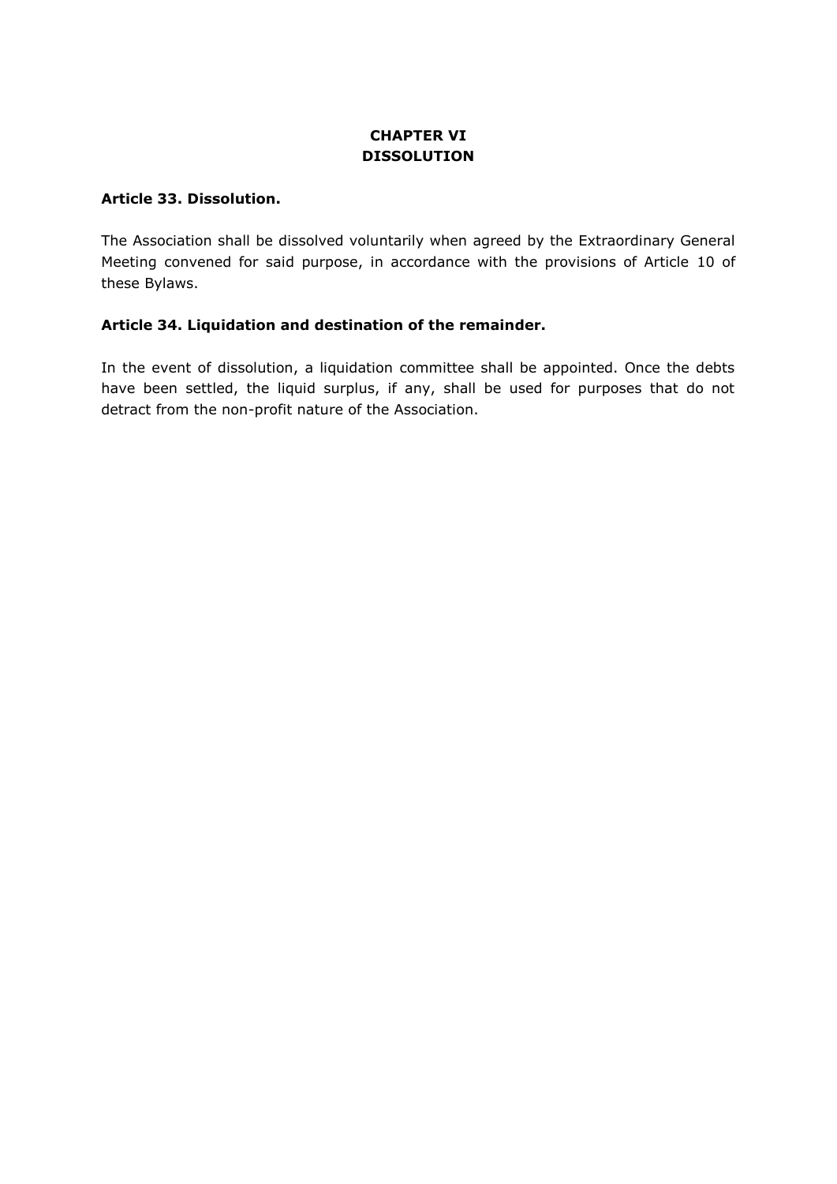## CHAPTER VI
## DISSOLUTION

**Article 33. Dissolution.**

The Association shall be dissolved voluntarily when agreed by the Extraordinary General Meeting convened for said purpose, in accordance with the provisions of Article 10 of these Bylaws.

**Article 34. Liquidation and destination of the remainder.**

In the event of dissolution, a liquidation committee shall be appointed. Once the debts have been settled, the liquid surplus, if any, shall be used for purposes that do not detract from the non-profit nature of the Association.